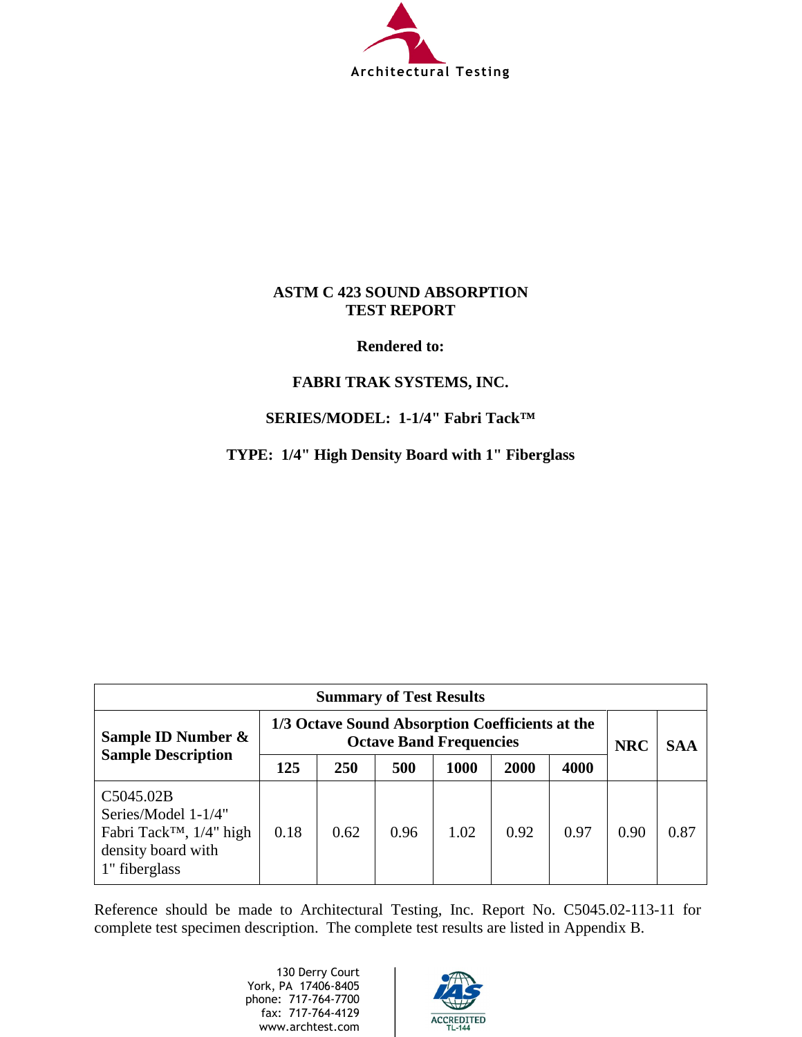Architectural Testing

# ASTM C 423 SOUND ABSORPTION TEST REPORT

**Rendered to:**

**FABRI TRAK SYSTEMS, INC.**

**SERIES/MODEL: 1-1/4" Fabri Tack™**

**TYPE: 1/4" High Density Board with 1" Fiberglass**

**Summary of Test Results**

| Sample ID Number & Sample Description | 1/3 Octave Sound Absorption Coefficients at the Octave Band Frequencies | | | | | | NRC | SAA |
|---|---|---|---|---|---|---|---|---|
| | 125 | 250 | 500 | 1000 | 2000 | 4000 | | |
| C5045.02B Series/Model 1-1/4" Fabri Tack™, 1/4" high density board with 1" fiberglass | 0.18 | 0.62 | 0.96 | 1.02 | 0.92 | 0.97 | 0.90 | 0.87 |

Reference should be made to Architectural Testing, Inc. Report No. C5045.02-113-11 for complete test specimen description. The complete test results are listed in Appendix B.

130 Derry Court
York, PA 17406-8405
phone: 717-764-7700
fax: 717-764-4129
www.archtest.com

IAS ACCREDITED TL-144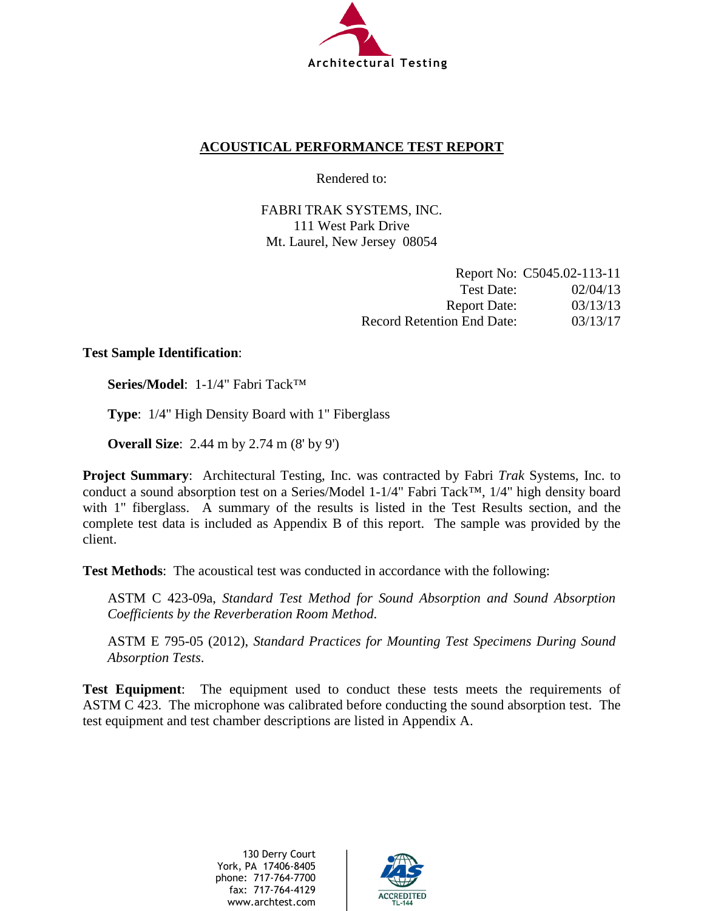Architectural Testing

## ACOUSTICAL PERFORMANCE TEST REPORT

Rendered to:

FABRI TRAK SYSTEMS, INC.
111 West Park Drive
Mt. Laurel, New Jersey 08054

| | |
|---|---|
| Report No: | C5045.02-113-11 |
| Test Date: | 02/04/13 |
| Report Date: | 03/13/13 |
| Record Retention End Date: | 03/13/17 |

**Test Sample Identification**:

**Series/Model**: 1-1/4" Fabri Tack™

**Type**: 1/4" High Density Board with 1" Fiberglass

**Overall Size**: 2.44 m by 2.74 m (8' by 9')

**Project Summary**: Architectural Testing, Inc. was contracted by Fabri *Trak* Systems, Inc. to conduct a sound absorption test on a Series/Model 1-1/4" Fabri Tack™, 1/4" high density board with 1" fiberglass. A summary of the results is listed in the Test Results section, and the complete test data is included as Appendix B of this report. The sample was provided by the client.

**Test Methods**: The acoustical test was conducted in accordance with the following:

ASTM C 423-09a, *Standard Test Method for Sound Absorption and Sound Absorption Coefficients by the Reverberation Room Method.*

ASTM E 795-05 (2012), *Standard Practices for Mounting Test Specimens During Sound Absorption Tests.*

**Test Equipment**: The equipment used to conduct these tests meets the requirements of ASTM C 423. The microphone was calibrated before conducting the sound absorption test. The test equipment and test chamber descriptions are listed in Appendix A.

130 Derry Court
York, PA 17406-8405
phone: 717-764-7700
fax: 717-764-4129
www.archtest.com

IAS ACCREDITED TL-144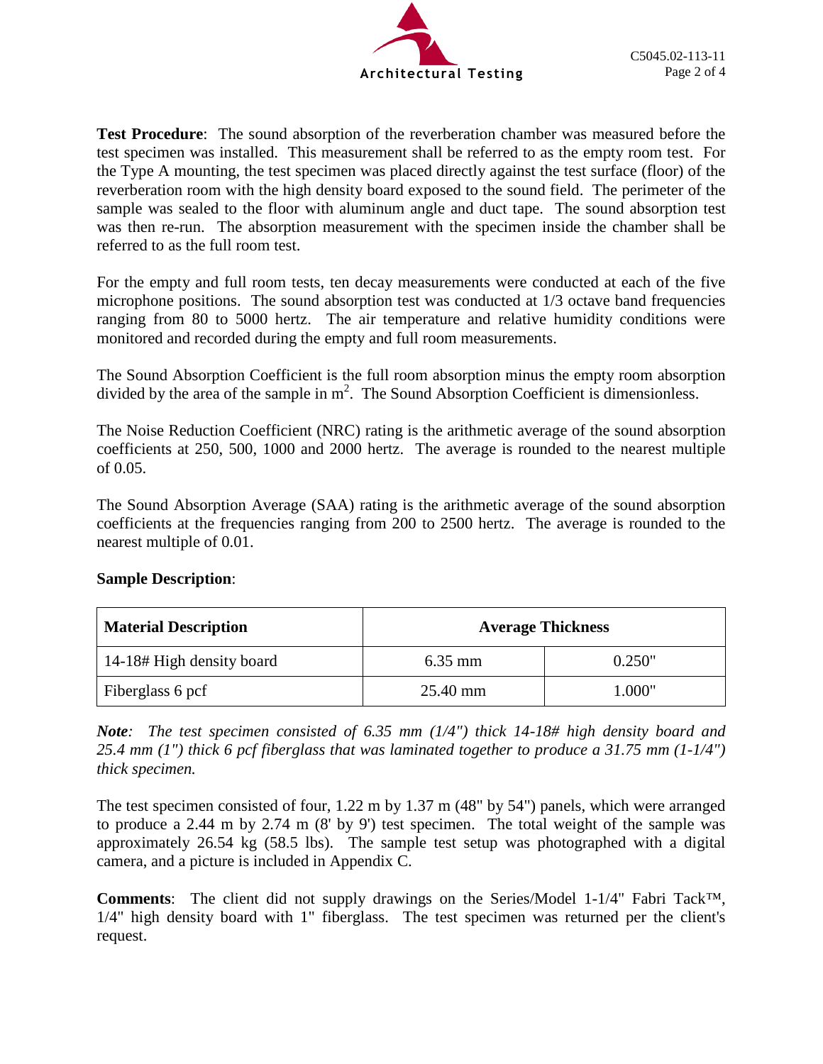**Test Procedure**: The sound absorption of the reverberation chamber was measured before the test specimen was installed. This measurement shall be referred to as the empty room test. For the Type A mounting, the test specimen was placed directly against the test surface (floor) of the reverberation room with the high density board exposed to the sound field. The perimeter of the sample was sealed to the floor with aluminum angle and duct tape. The sound absorption test was then re-run. The absorption measurement with the specimen inside the chamber shall be referred to as the full room test.

For the empty and full room tests, ten decay measurements were conducted at each of the five microphone positions. The sound absorption test was conducted at 1/3 octave band frequencies ranging from 80 to 5000 hertz. The air temperature and relative humidity conditions were monitored and recorded during the empty and full room measurements.

The Sound Absorption Coefficient is the full room absorption minus the empty room absorption divided by the area of the sample in $m^2$. The Sound Absorption Coefficient is dimensionless.

The Noise Reduction Coefficient (NRC) rating is the arithmetic average of the sound absorption coefficients at 250, 500, 1000 and 2000 hertz. The average is rounded to the nearest multiple of 0.05.

The Sound Absorption Average (SAA) rating is the arithmetic average of the sound absorption coefficients at the frequencies ranging from 200 to 2500 hertz. The average is rounded to the nearest multiple of 0.01.

**Sample Description**:

| Material Description | Average Thickness | |
|---|---|---|
| 14-18# High density board | 6.35 mm | 0.250" |
| Fiberglass 6 pcf | 25.40 mm | 1.000" |

***Note**: The test specimen consisted of 6.35 mm (1/4") thick 14-18# high density board and 25.4 mm (1") thick 6 pcf fiberglass that was laminated together to produce a 31.75 mm (1-1/4") thick specimen.*

The test specimen consisted of four, 1.22 m by 1.37 m (48" by 54") panels, which were arranged to produce a 2.44 m by 2.74 m (8' by 9') test specimen. The total weight of the sample was approximately 26.54 kg (58.5 lbs). The sample test setup was photographed with a digital camera, and a picture is included in Appendix C.

**Comments**: The client did not supply drawings on the Series/Model 1-1/4" Fabri Tack™, 1/4" high density board with 1" fiberglass. The test specimen was returned per the client's request.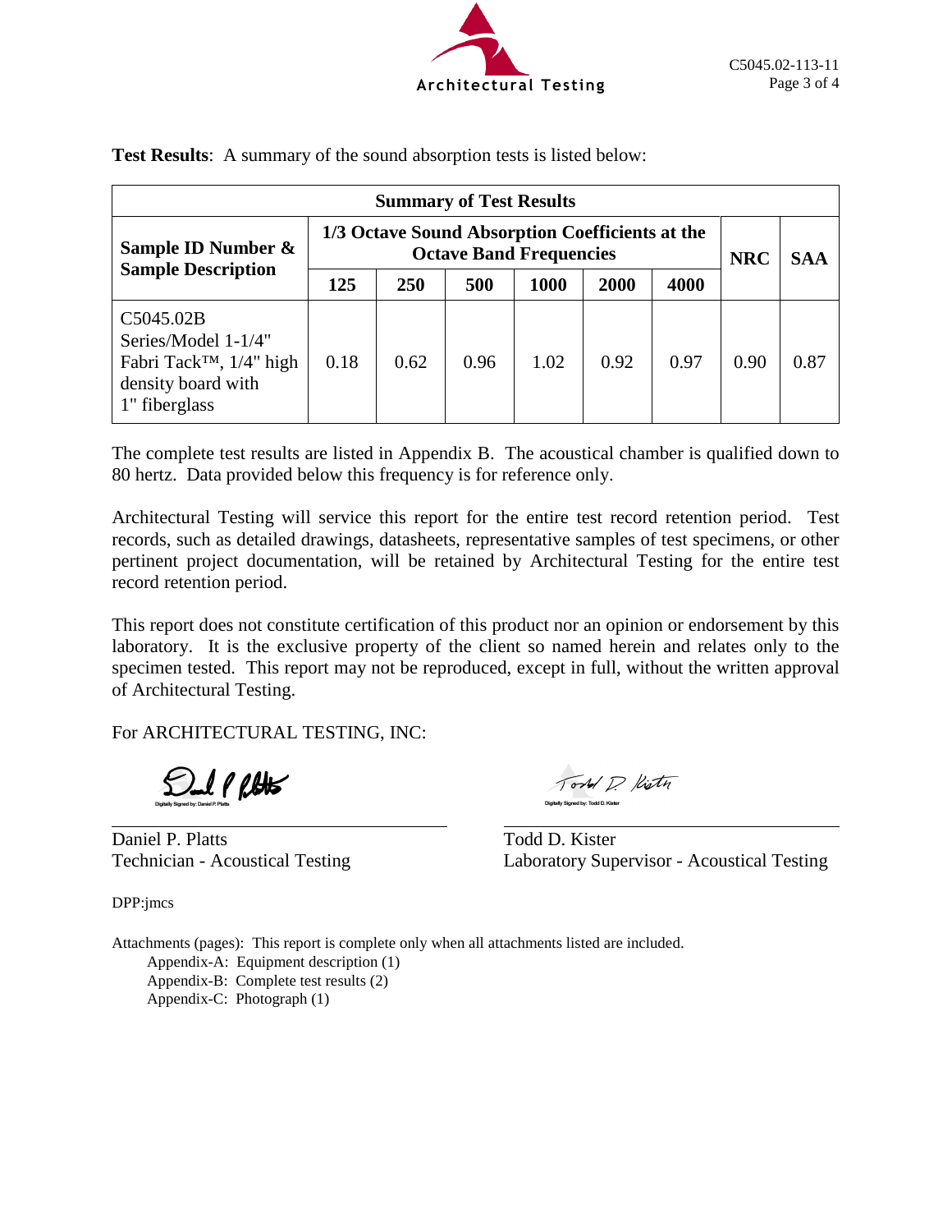**Test Results**: A summary of the sound absorption tests is listed below:

| Summary of Test Results | | | | | | | | |
|---|---|---|---|---|---|---|---|---|
| Sample ID Number & Sample Description | 1/3 Octave Sound Absorption Coefficients at the Octave Band Frequencies | | | | | | NRC | SAA |
| | 125 | 250 | 500 | 1000 | 2000 | 4000 | | |
| C5045.02B Series/Model 1-1/4" Fabri Tack™, 1/4" high density board with 1" fiberglass | 0.18 | 0.62 | 0.96 | 1.02 | 0.92 | 0.97 | 0.90 | 0.87 |

The complete test results are listed in Appendix B. The acoustical chamber is qualified down to 80 hertz. Data provided below this frequency is for reference only.

Architectural Testing will service this report for the entire test record retention period. Test records, such as detailed drawings, datasheets, representative samples of test specimens, or other pertinent project documentation, will be retained by Architectural Testing for the entire test record retention period.

This report does not constitute certification of this product nor an opinion or endorsement by this laboratory. It is the exclusive property of the client so named herein and relates only to the specimen tested. This report may not be reproduced, except in full, without the written approval of Architectural Testing.

For ARCHITECTURAL TESTING, INC:

Digitally Signed by: Daniel P. Platts

Daniel P. Platts
Technician - Acoustical Testing

Digitally Signed by: Todd D. Kister

Todd D. Kister
Laboratory Supervisor - Acoustical Testing

DPP:jmcs

Attachments (pages): This report is complete only when all attachments listed are included.

- Appendix-A: Equipment description (1)
- Appendix-B: Complete test results (2)
- Appendix-C: Photograph (1)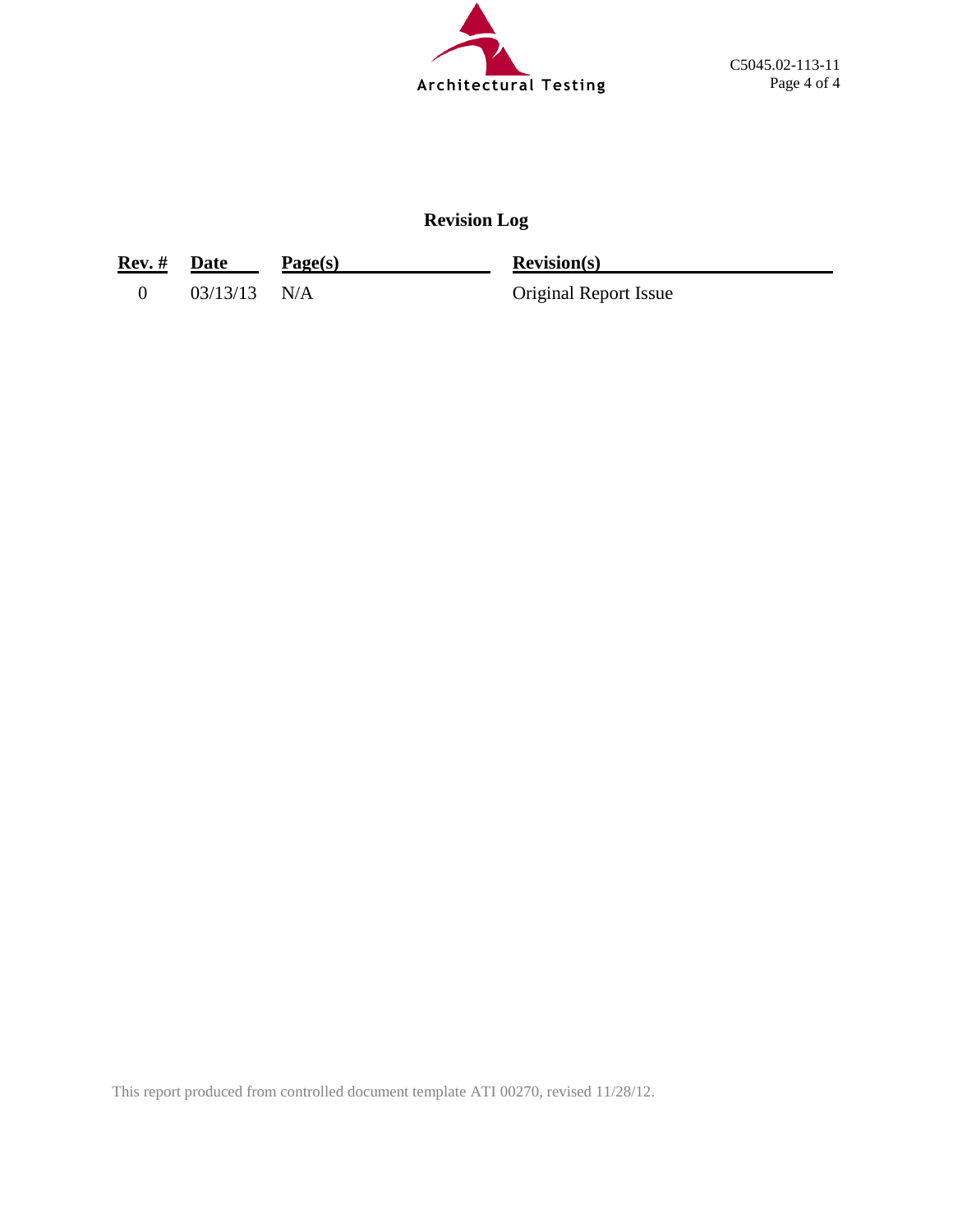## Revision Log

| Rev. # | Date | Page(s) | Revision(s) |
|---|---|---|---|
| 0 | 03/13/13 | N/A | Original Report Issue |

This report produced from controlled document template ATI 00270, revised 11/28/12.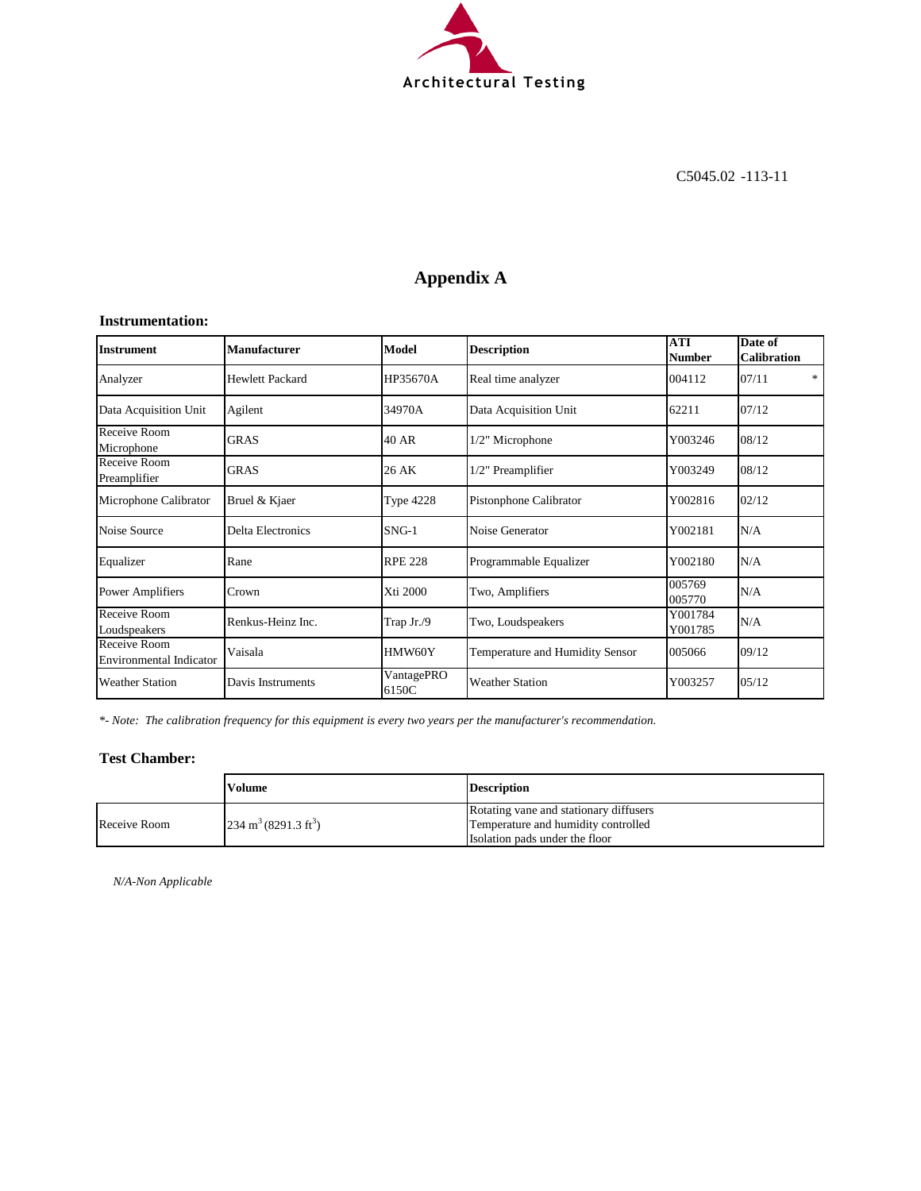C5045.02 -113-11

# Appendix A

### Instrumentation:

| Instrument | Manufacturer | Model | Description | ATI Number | Date of Calibration |
|---|---|---|---|---|---|
| Analyzer | Hewlett Packard | HP35670A | Real time analyzer | 004112 | 07/11 * |
| Data Acquisition Unit | Agilent | 34970A | Data Acquisition Unit | 62211 | 07/12 |
| Receive Room Microphone | GRAS | 40 AR | 1/2" Microphone | Y003246 | 08/12 |
| Receive Room Preamplifier | GRAS | 26 AK | 1/2" Preamplifier | Y003249 | 08/12 |
| Microphone Calibrator | Bruel & Kjaer | Type 4228 | Pistonphone Calibrator | Y002816 | 02/12 |
| Noise Source | Delta Electronics | SNG-1 | Noise Generator | Y002181 | N/A |
| Equalizer | Rane | RPE 228 | Programmable Equalizer | Y002180 | N/A |
| Power Amplifiers | Crown | Xti 2000 | Two, Amplifiers | 005769 005770 | N/A |
| Receive Room Loudspeakers | Renkus-Heinz Inc. | Trap Jr./9 | Two, Loudspeakers | Y001784 Y001785 | N/A |
| Receive Room Environmental Indicator | Vaisala | HMW60Y | Temperature and Humidity Sensor | 005066 | 09/12 |
| Weather Station | Davis Instruments | VantagePRO 6150C | Weather Station | Y003257 | 05/12 |

*\*- Note: The calibration frequency for this equipment is every two years per the manufacturer's recommendation.*

### Test Chamber:

| | Volume | Description |
|---|---|---|
| Receive Room | 234 $m^3$ (8291.3 $ft^3$) | Rotating vane and stationary diffusers<br>Temperature and humidity controlled<br>Isolation pads under the floor |

*N/A-Non Applicable*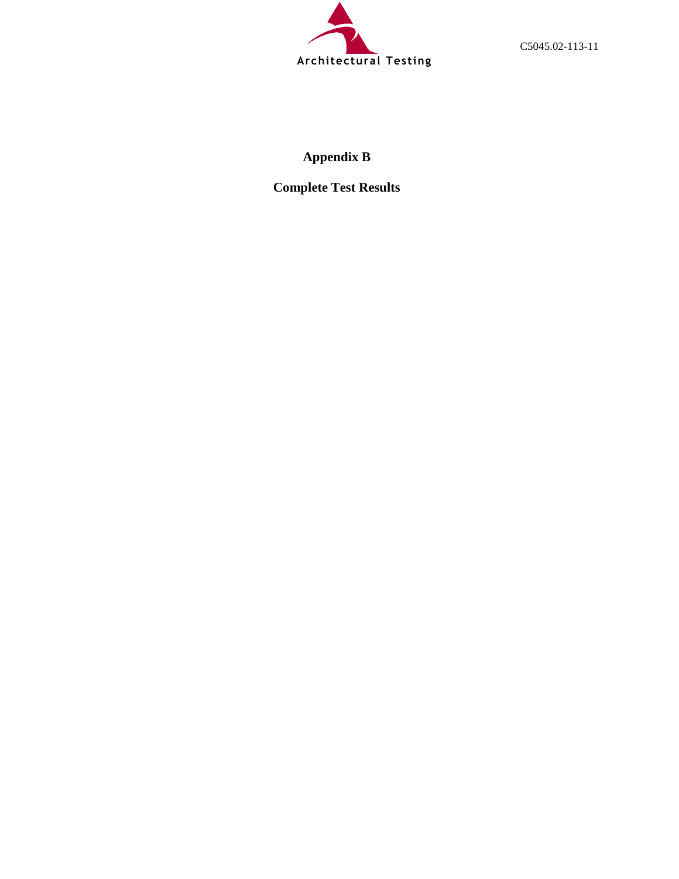# Appendix B

## Complete Test Results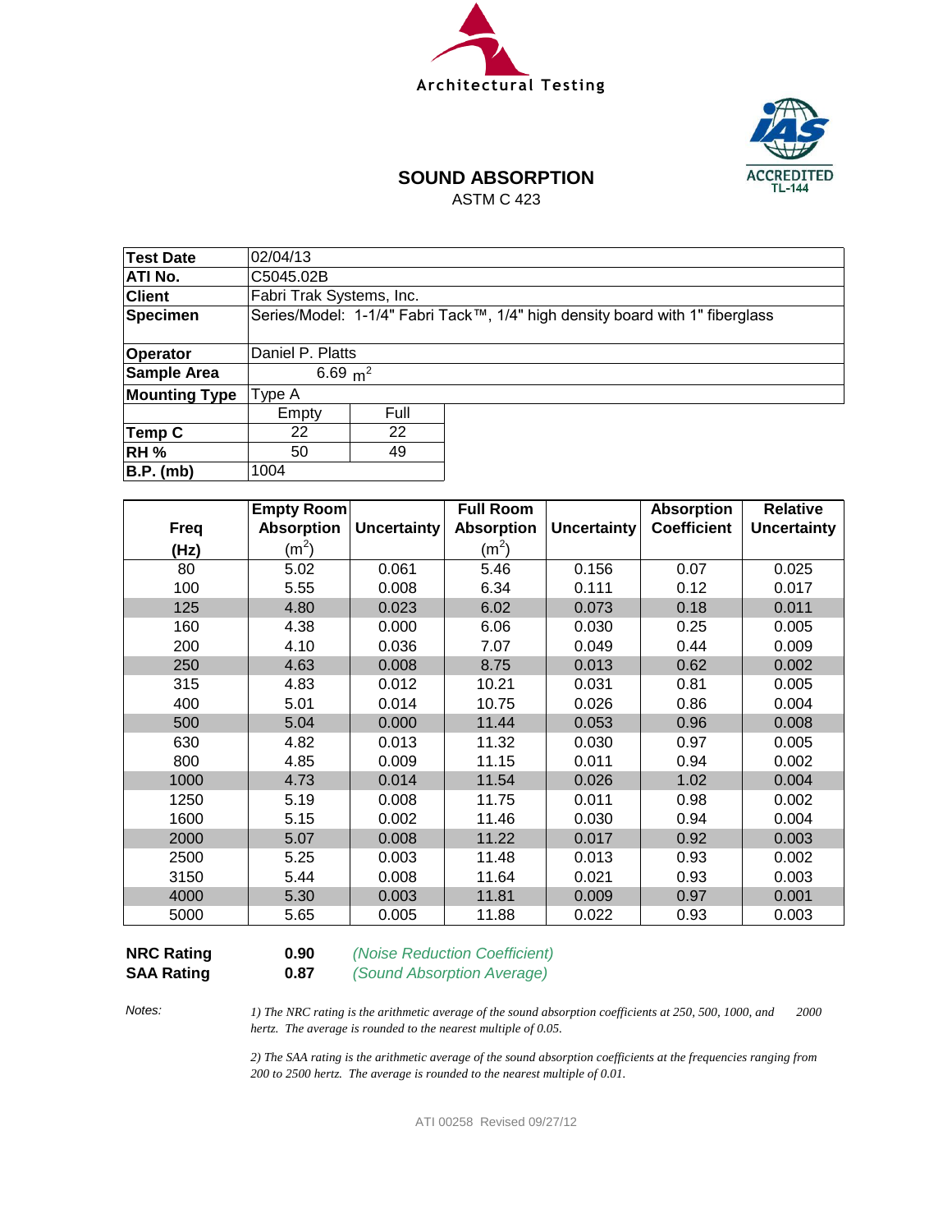Architectural Testing

ACCREDITED TL-144

# SOUND ABSORPTION

ASTM C 423

| | | |
|---|---|---|
| **Test Date** | 02/04/13 | |
| **ATI No.** | C5045.02B | |
| **Client** | Fabri Trak Systems, Inc. | |
| **Specimen** | Series/Model: 1-1/4" Fabri Tack™, 1/4" high density board with 1" fiberglass | |
| **Operator** | Daniel P. Platts | |
| **Sample Area** | 6.69 $m^2$ | |
| **Mounting Type** | Type A | |
| | Empty | Full |
| **Temp C** | 22 | 22 |
| **RH %** | 50 | 49 |
| **B.P. (mb)** | 1004 | |

| Freq (Hz) | Empty Room Absorption ($m^2$) | Uncertainty | Full Room Absorption ($m^2$) | Uncertainty | Absorption Coefficient | Relative Uncertainty |
|---|---|---|---|---|---|---|
| 80 | 5.02 | 0.061 | 5.46 | 0.156 | 0.07 | 0.025 |
| 100 | 5.55 | 0.008 | 6.34 | 0.111 | 0.12 | 0.017 |
| 125 | 4.80 | 0.023 | 6.02 | 0.073 | 0.18 | 0.011 |
| 160 | 4.38 | 0.000 | 6.06 | 0.030 | 0.25 | 0.005 |
| 200 | 4.10 | 0.036 | 7.07 | 0.049 | 0.44 | 0.009 |
| 250 | 4.63 | 0.008 | 8.75 | 0.013 | 0.62 | 0.002 |
| 315 | 4.83 | 0.012 | 10.21 | 0.031 | 0.81 | 0.005 |
| 400 | 5.01 | 0.014 | 10.75 | 0.026 | 0.86 | 0.004 |
| 500 | 5.04 | 0.000 | 11.44 | 0.053 | 0.96 | 0.008 |
| 630 | 4.82 | 0.013 | 11.32 | 0.030 | 0.97 | 0.005 |
| 800 | 4.85 | 0.009 | 11.15 | 0.011 | 0.94 | 0.002 |
| 1000 | 4.73 | 0.014 | 11.54 | 0.026 | 1.02 | 0.004 |
| 1250 | 5.19 | 0.008 | 11.75 | 0.011 | 0.98 | 0.002 |
| 1600 | 5.15 | 0.002 | 11.46 | 0.030 | 0.94 | 0.004 |
| 2000 | 5.07 | 0.008 | 11.22 | 0.017 | 0.92 | 0.003 |
| 2500 | 5.25 | 0.003 | 11.48 | 0.013 | 0.93 | 0.002 |
| 3150 | 5.44 | 0.008 | 11.64 | 0.021 | 0.93 | 0.003 |
| 4000 | 5.30 | 0.003 | 11.81 | 0.009 | 0.97 | 0.001 |
| 5000 | 5.65 | 0.005 | 11.88 | 0.022 | 0.93 | 0.003 |

**NRC Rating** **0.90** *(Noise Reduction Coefficient)*

**SAA Rating** **0.87** *(Sound Absorption Average)*

*Notes:*

*1) The NRC rating is the arithmetic average of the sound absorption coefficients at 250, 500, 1000, and 2000 hertz. The average is rounded to the nearest multiple of 0.05.*

*2) The SAA rating is the arithmetic average of the sound absorption coefficients at the frequencies ranging from 200 to 2500 hertz. The average is rounded to the nearest multiple of 0.01.*

ATI 00258 Revised 09/27/12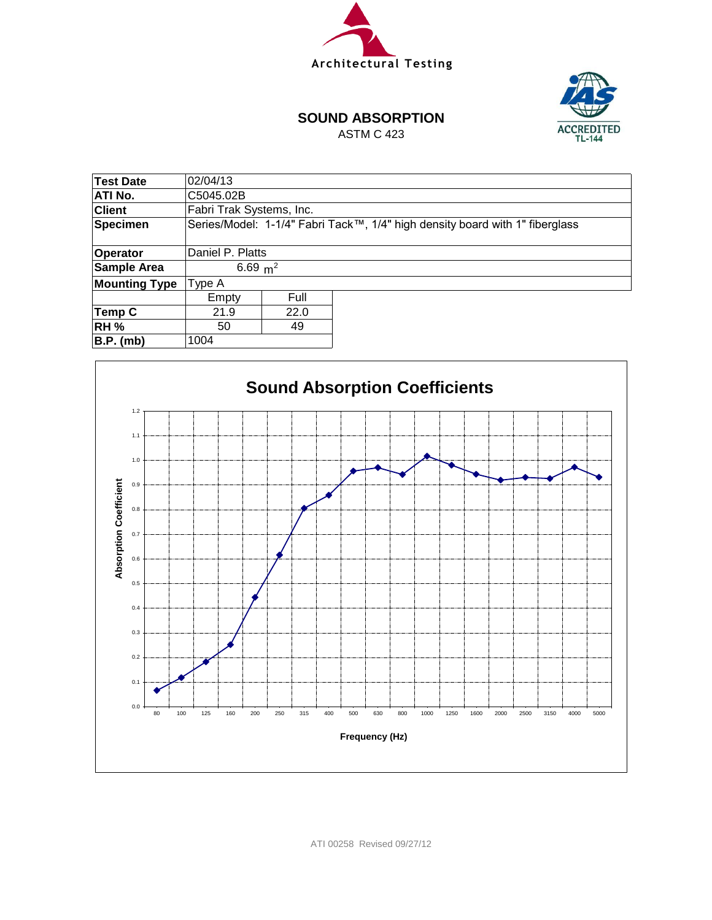Architectural Testing

## SOUND ABSORPTION

ASTM C 423

| Test Date | 02/04/13 | |
|---|---|---|
| ATI No. | C5045.02B | |
| Client | Fabri Trak Systems, Inc. | |
| Specimen | Series/Model: 1-1/4" Fabri Tack™, 1/4" high density board with 1" fiberglass | |
| Operator | Daniel P. Platts | |
| Sample Area | 6.69 $m^2$ | |
| Mounting Type | Type A | |
| | Empty | Full |
| Temp C | 21.9 | 22.0 |
| RH % | 50 | 49 |
| B.P. (mb) | 1004 | |

### Sound Absorption Coefficients

Absorption Coefficient vs. Frequency (Hz): 80, 100, 125, 160, 200, 250, 315, 400, 500, 630, 800, 1000, 1250, 1600, 2000, 2500, 3150, 4000, 5000

ATI 00258 Revised 09/27/12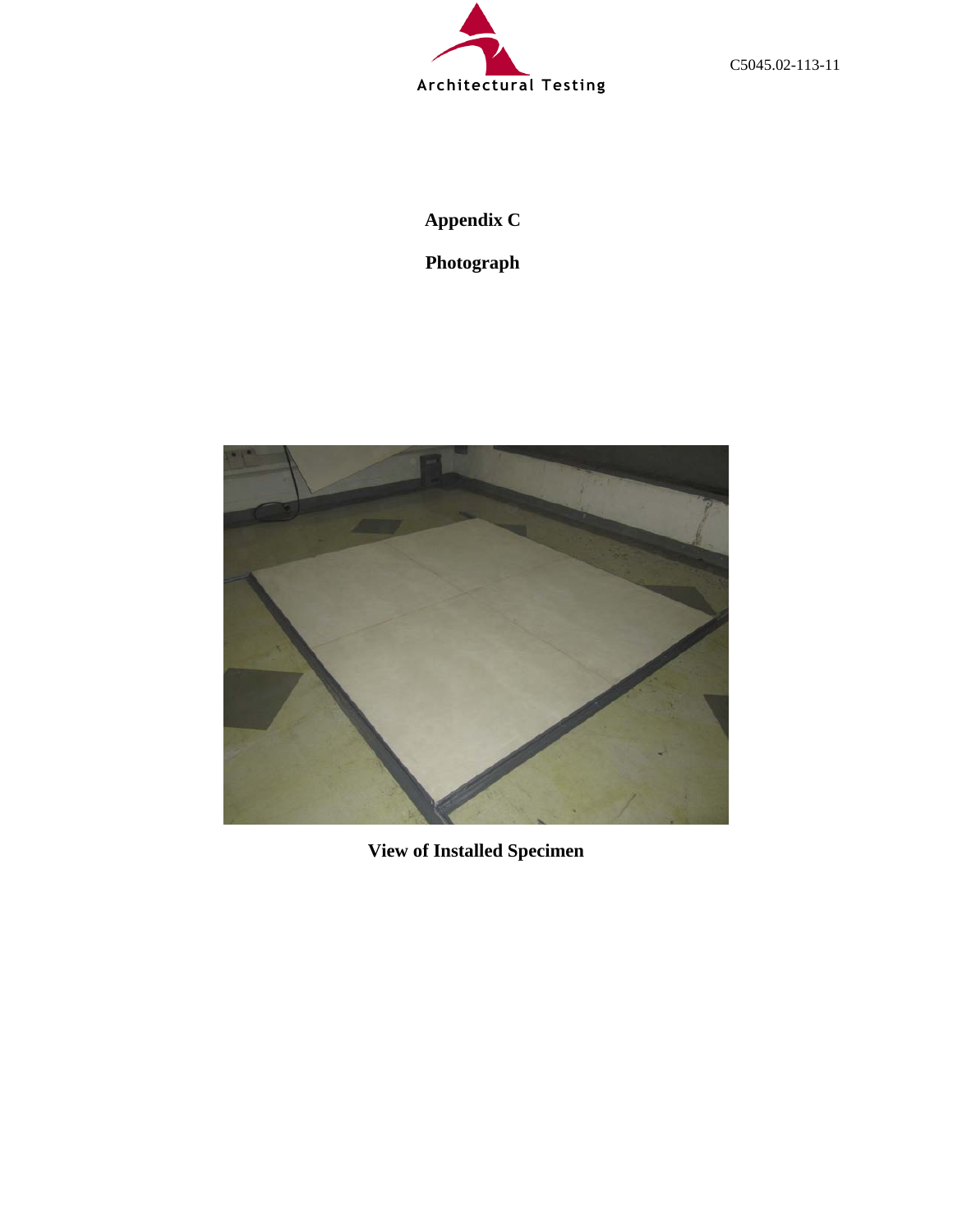**Appendix C**

**Photograph**

**View of Installed Specimen**